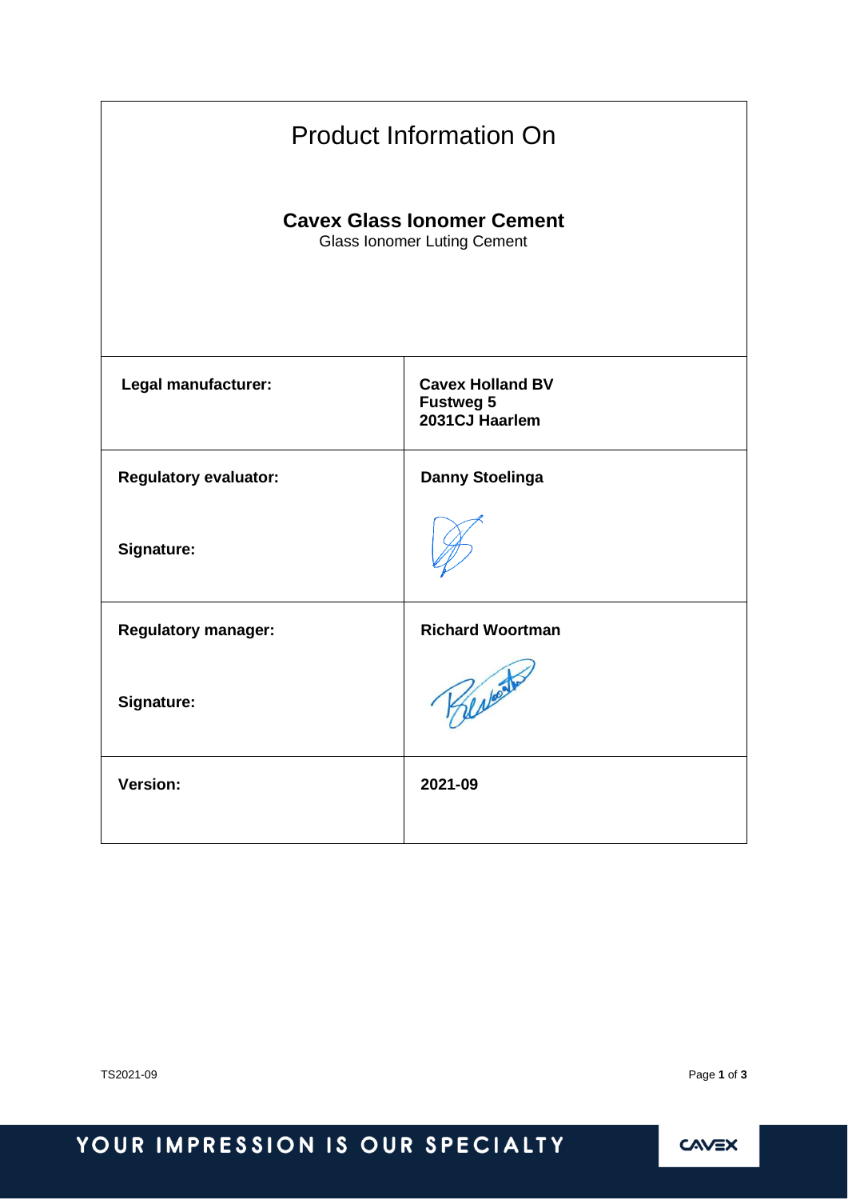# Product Information On

## Cavex Glass Ionomer Cement

Glass Ionomer Luting Cement

| | |
|---|---|
| **Legal manufacturer:** | **Cavex Holland BV**<br>**Fustweg 5**<br>**2031CJ Haarlem** |
| **Regulatory evaluator:**<br><br>**Signature:** | **Danny Stoelinga** |
| **Regulatory manager:**<br><br>**Signature:** | **Richard Woortman** |
| **Version:** | **2021-09** |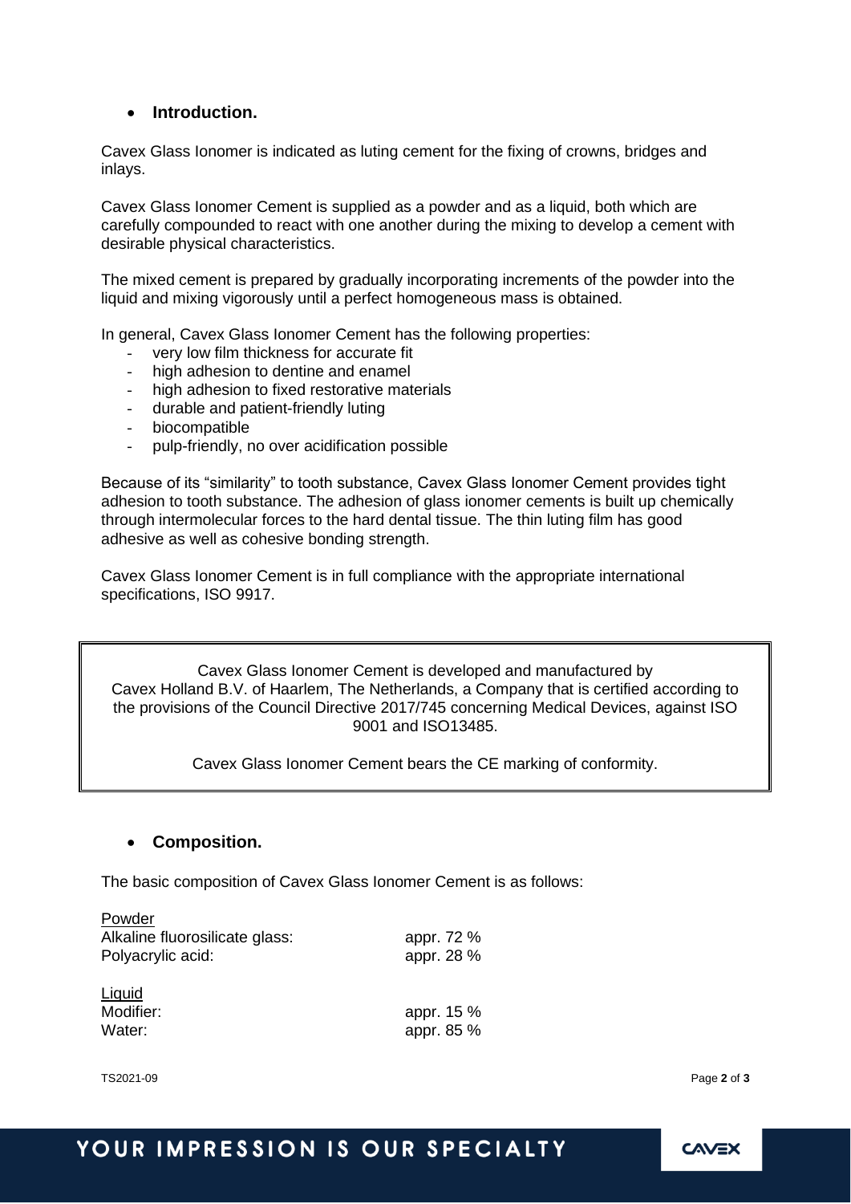- **Introduction.**

Cavex Glass Ionomer is indicated as luting cement for the fixing of crowns, bridges and inlays.

Cavex Glass Ionomer Cement is supplied as a powder and as a liquid, both which are carefully compounded to react with one another during the mixing to develop a cement with desirable physical characteristics.

The mixed cement is prepared by gradually incorporating increments of the powder into the liquid and mixing vigorously until a perfect homogeneous mass is obtained.

In general, Cavex Glass Ionomer Cement has the following properties:

- very low film thickness for accurate fit
- high adhesion to dentine and enamel
- high adhesion to fixed restorative materials
- durable and patient-friendly luting
- biocompatible
- pulp-friendly, no over acidification possible

Because of its "similarity" to tooth substance, Cavex Glass Ionomer Cement provides tight adhesion to tooth substance. The adhesion of glass ionomer cements is built up chemically through intermolecular forces to the hard dental tissue. The thin luting film has good adhesive as well as cohesive bonding strength.

Cavex Glass Ionomer Cement is in full compliance with the appropriate international specifications, ISO 9917.

> Cavex Glass Ionomer Cement is developed and manufactured by Cavex Holland B.V. of Haarlem, The Netherlands, a Company that is certified according to the provisions of the Council Directive 2017/745 concerning Medical Devices, against ISO 9001 and ISO13485.
>
> Cavex Glass Ionomer Cement bears the CE marking of conformity.

- **Composition.**

The basic composition of Cavex Glass Ionomer Cement is as follows:

| Powder | |
|---|---|
| Alkaline fluorosilicate glass: | appr. 72 % |
| Polyacrylic acid: | appr. 28 % |

| Liquid | |
|---|---|
| Modifier: | appr. 15 % |
| Water: | appr. 85 % |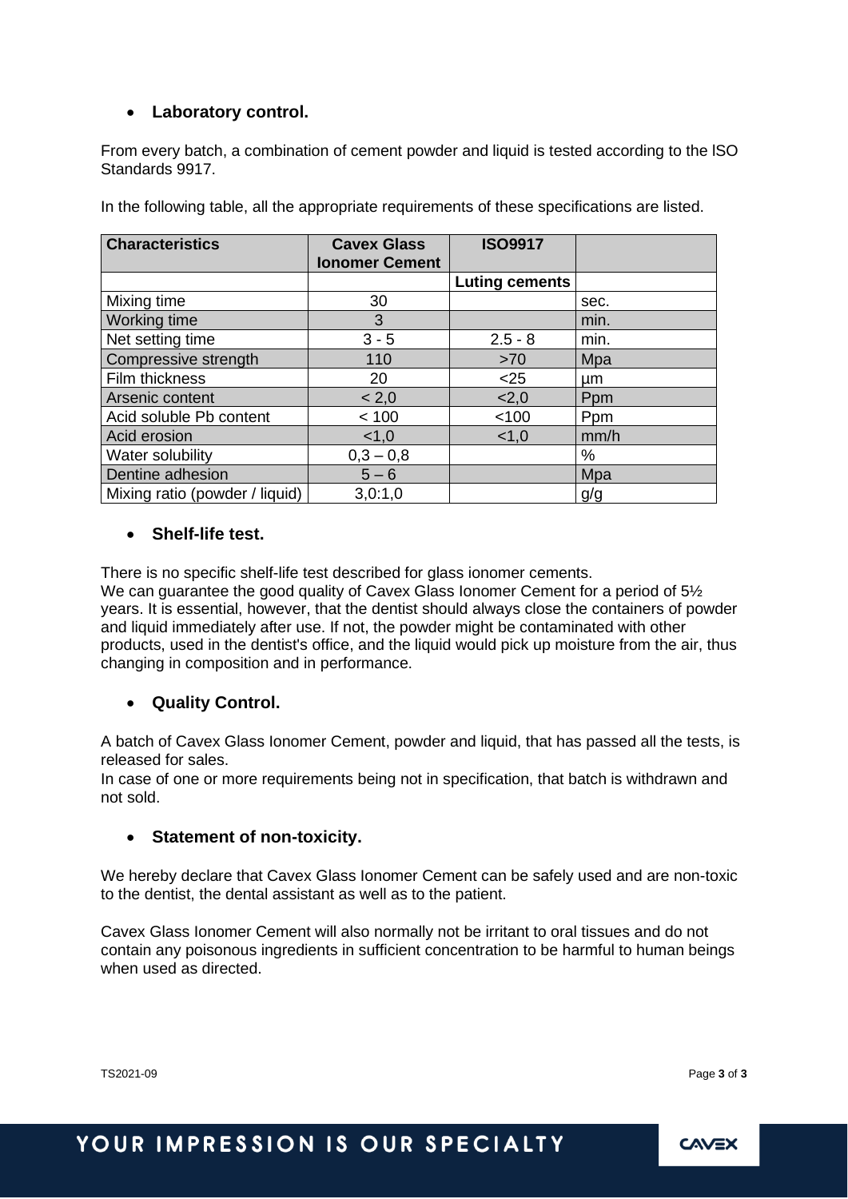- **Laboratory control.**

From every batch, a combination of cement powder and liquid is tested according to the ISO Standards 9917.

In the following table, all the appropriate requirements of these specifications are listed.

| Characteristics | Cavex Glass Ionomer Cement | ISO9917 | |
|---|---|---|---|
| | | Luting cements | |
| Mixing time | 30 | | sec. |
| Working time | 3 | | min. |
| Net setting time | 3 - 5 | 2.5 - 8 | min. |
| Compressive strength | 110 | >70 | Mpa |
| Film thickness | 20 | <25 | µm |
| Arsenic content | < 2,0 | <2,0 | Ppm |
| Acid soluble Pb content | < 100 | <100 | Ppm |
| Acid erosion | <1,0 | <1,0 | mm/h |
| Water solubility | 0,3 – 0,8 | | % |
| Dentine adhesion | 5 – 6 | | Mpa |
| Mixing ratio (powder / liquid) | 3,0:1,0 | | g/g |

- **Shelf-life test.**

There is no specific shelf-life test described for glass ionomer cements.
We can guarantee the good quality of Cavex Glass Ionomer Cement for a period of 5½ years. It is essential, however, that the dentist should always close the containers of powder and liquid immediately after use. If not, the powder might be contaminated with other products, used in the dentist's office, and the liquid would pick up moisture from the air, thus changing in composition and in performance.

- **Quality Control.**

A batch of Cavex Glass Ionomer Cement, powder and liquid, that has passed all the tests, is released for sales.
In case of one or more requirements being not in specification, that batch is withdrawn and not sold.

- **Statement of non-toxicity.**

We hereby declare that Cavex Glass Ionomer Cement can be safely used and are non-toxic to the dentist, the dental assistant as well as to the patient.

Cavex Glass Ionomer Cement will also normally not be irritant to oral tissues and do not contain any poisonous ingredients in sufficient concentration to be harmful to human beings when used as directed.